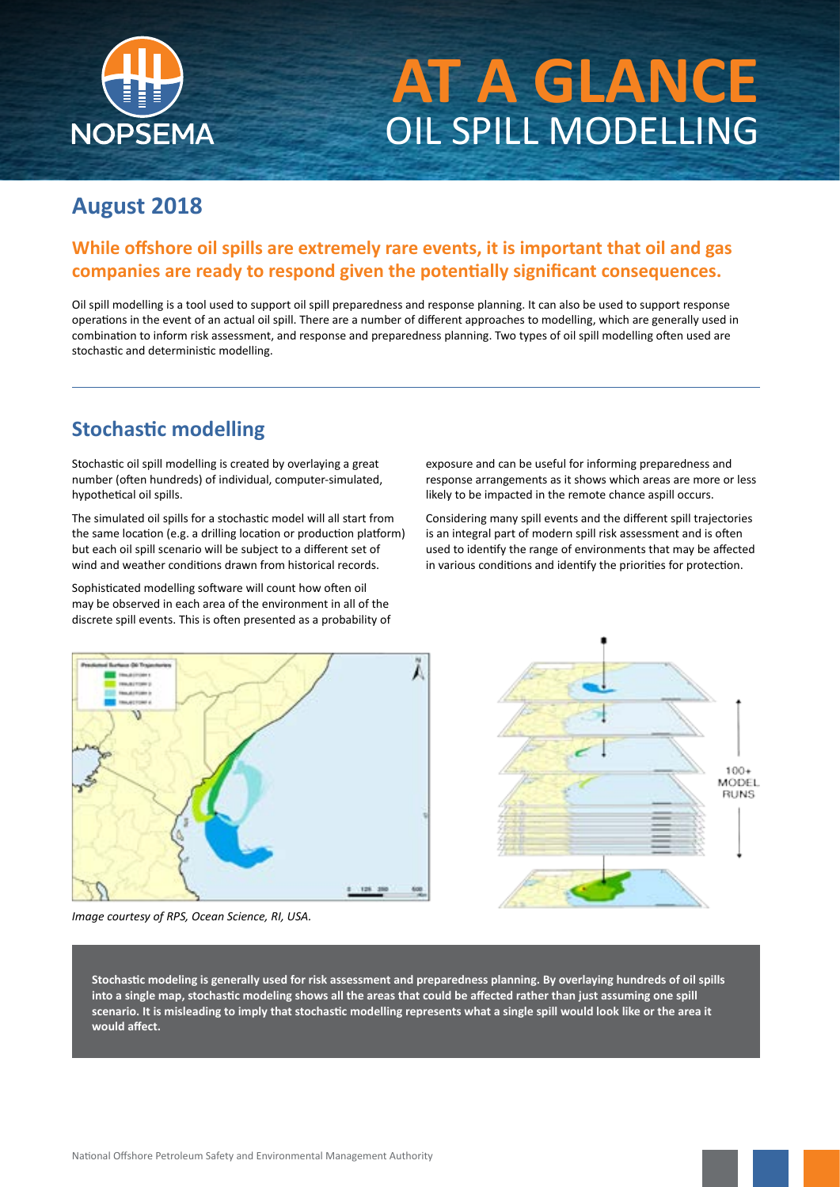# AT A GLANCE
# OIL SPILL MODELLING

## August 2018

### While offshore oil spills are extremely rare events, it is important that oil and gas companies are ready to respond given the potentially significant consequences.

Oil spill modelling is a tool used to support oil spill preparedness and response planning. It can also be used to support response operations in the event of an actual oil spill. There are a number of different approaches to modelling, which are generally used in combination to inform risk assessment, and response and preparedness planning. Two types of oil spill modelling often used are stochastic and deterministic modelling.

## Stochastic modelling

Stochastic oil spill modelling is created by overlaying a great number (often hundreds) of individual, computer-simulated, hypothetical oil spills.

The simulated oil spills for a stochastic model will all start from the same location (e.g. a drilling location or production platform) but each oil spill scenario will be subject to a different set of wind and weather conditions drawn from historical records.

Sophisticated modelling software will count how often oil may be observed in each area of the environment in all of the discrete spill events. This is often presented as a probability of exposure and can be useful for informing preparedness and response arrangements as it shows which areas are more or less likely to be impacted in the remote chance aspill occurs.

Considering many spill events and the different spill trajectories is an integral part of modern spill risk assessment and is often used to identify the range of environments that may be affected in various conditions and identify the priorities for protection.

*Image courtesy of RPS, Ocean Science, RI, USA.*

**Stochastic modeling is generally used for risk assessment and preparedness planning. By overlaying hundreds of oil spills into a single map, stochastic modeling shows all the areas that could be affected rather than just assuming one spill scenario. It is misleading to imply that stochastic modelling represents what a single spill would look like or the area it would affect.**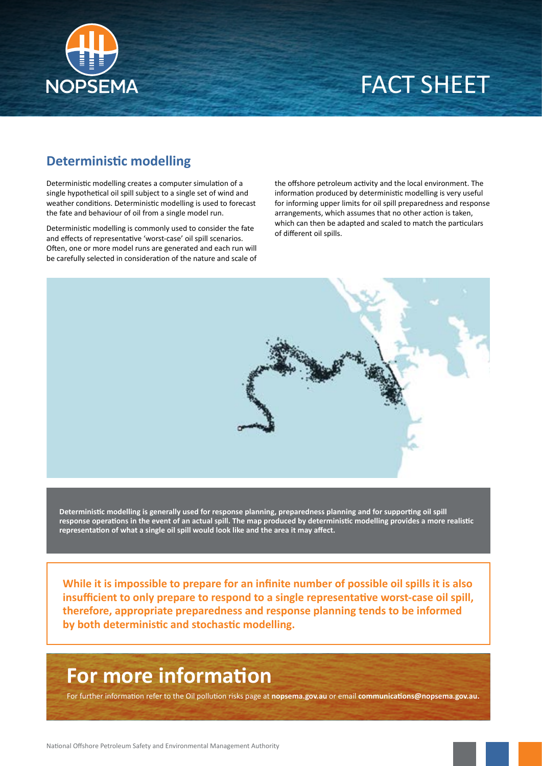NOPSEMA

# FACT SHEET

## Deterministic modelling

Deterministic modelling creates a computer simulation of a single hypothetical oil spill subject to a single set of wind and weather conditions. Deterministic modelling is used to forecast the fate and behaviour of oil from a single model run.

Deterministic modelling is commonly used to consider the fate and effects of representative 'worst-case' oil spill scenarios. Often, one or more model runs are generated and each run will be carefully selected in consideration of the nature and scale of the offshore petroleum activity and the local environment. The information produced by deterministic modelling is very useful for informing upper limits for oil spill preparedness and response arrangements, which assumes that no other action is taken, which can then be adapted and scaled to match the particulars of different oil spills.

**Deterministic modelling is generally used for response planning, preparedness planning and for supporting oil spill response operations in the event of an actual spill. The map produced by deterministic modelling provides a more realistic representation of what a single oil spill would look like and the area it may affect.**

**While it is impossible to prepare for an infinite number of possible oil spills it is also insufficient to only prepare to respond to a single representative worst-case oil spill, therefore, appropriate preparedness and response planning tends to be informed by both deterministic and stochastic modelling.**

# For more information

For further information refer to the Oil pollution risks page at **nopsema.gov.au** or email **communications@nopsema.gov.au.**

National Offshore Petroleum Safety and Environmental Management Authority